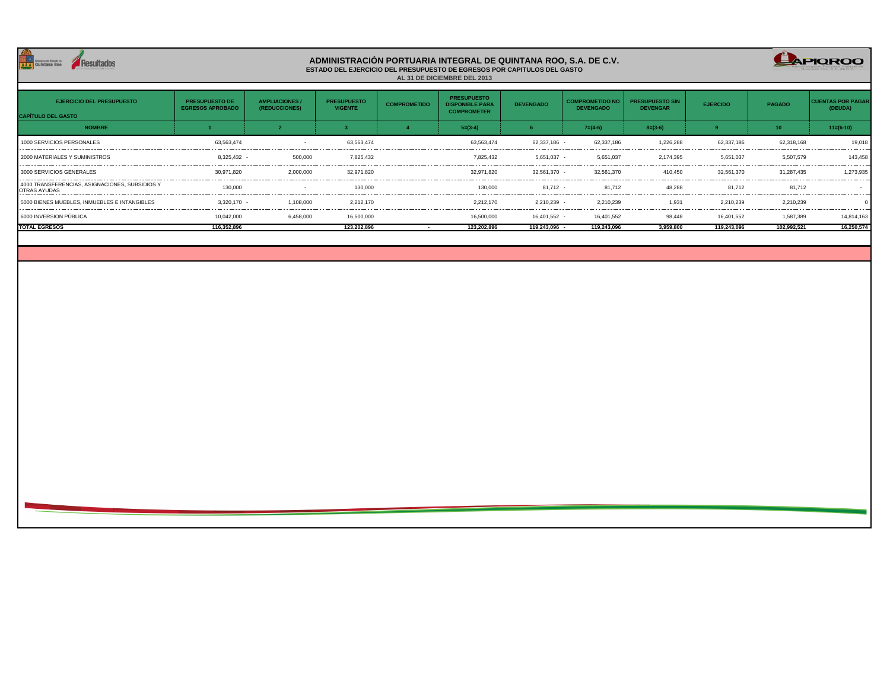# ADMINISTRACIÓN PORTUARIA INTEGRAL DE QUINTANA ROO, S.A. DE C.V.

**ESTADO DEL EJERCICIO DEL PRESUPUESTO DE EGRESOS POR CAPITULOS DEL GASTO**

**AL 31 DE DICIEMBRE DEL 2013**

| EJERCICIO DEL PRESUPUESTO / CAPÍTULO DEL GASTO | PRESUPUESTO DE EGRESOS APROBADO | AMPLIACIONES / (REDUCCIONES) | PRESUPUESTO VIGENTE | COMPROMETIDO | PRESUPUESTO DISPONIBLE PARA COMPROMETER | DEVENGADO | COMPROMETIDO NO DEVENGADO | PRESUPUESTO SIN DEVENGAR | EJERCIDO | PAGADO | CUENTAS POR PAGAR (DEUDA) |
|---|---|---|---|---|---|---|---|---|---|---|---|
| NOMBRE | 1 | 2 | 3 | 4 | 5=(3-4) | 6 | 7=(4-6) | 8=(3-6) | 9 | 10 | 11=(6-10) |
| 1000 SERVICIOS PERSONALES | 63,563,474 | - | 63,563,474 | | 63,563,474 | 62,337,186 | - 62,337,186 | 1,226,288 | 62,337,186 | 62,318,168 | 19,018 |
| 2000 MATERIALES Y SUMINISTROS | 8,325,432 | - 500,000 | 7,825,432 | | 7,825,432 | 5,651,037 | - 5,651,037 | 2,174,395 | 5,651,037 | 5,507,579 | 143,458 |
| 3000 SERVICIOS GENERALES | 30,971,820 | 2,000,000 | 32,971,820 | | 32,971,820 | 32,561,370 | - 32,561,370 | 410,450 | 32,561,370 | 31,287,435 | 1,273,935 |
| 4000 TRANSFERENCIAS, ASIGNACIONES, SUBSIDIOS Y OTRAS AYUDAS | 130,000 | - | 130,000 | | 130,000 | 81,712 | - 81,712 | 48,288 | 81,712 | 81,712 | - |
| 5000 BIENES MUEBLES, INMUEBLES E INTANGIBLES | 3,320,170 | - 1,108,000 | 2,212,170 | | 2,212,170 | 2,210,239 | - 2,210,239 | 1,931 | 2,210,239 | 2,210,239 | 0 |
| 6000 INVERSION PÚBLICA | 10,042,000 | 6,458,000 | 16,500,000 | | 16,500,000 | 16,401,552 | - 16,401,552 | 98,448 | 16,401,552 | 1,587,389 | 14,814,163 |
| **TOTAL EGRESOS** | **116,352,896** | | **123,202,896** | **-** | **123,202,896** | **119,243,096** | **- 119,243,096** | **3,959,800** | **119,243,096** | **102,992,521** | **16,250,574** |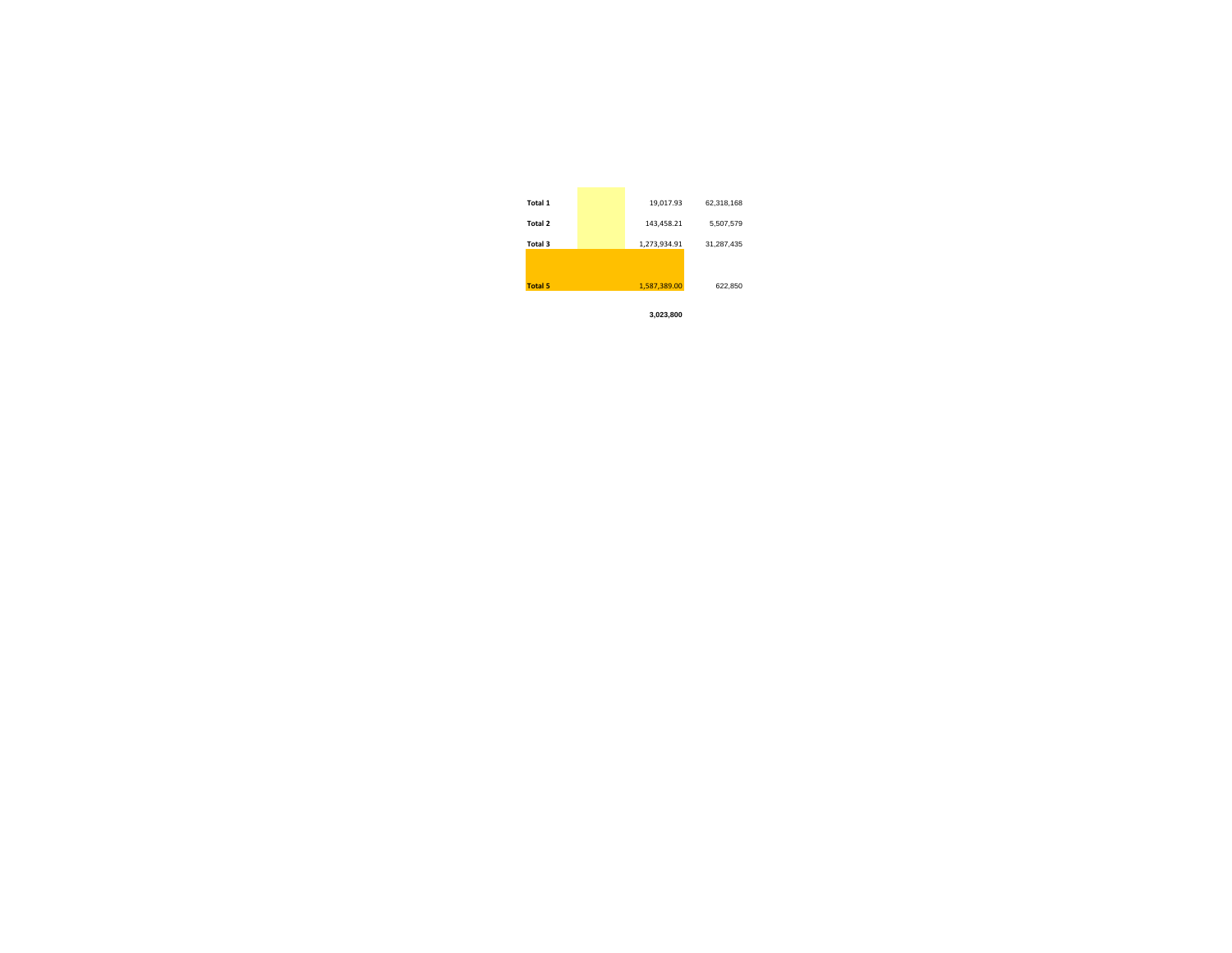| | | | |
|---|---|---|---|
| **Total 1** | | 19,017.93 | 62,318,168 |
| **Total 2** | | 143,458.21 | 5,507,579 |
| **Total 3** | | 1,273,934.91 | 31,287,435 |
| | | | |
| **Total 5** | | 1,587,389.00 | 622,850 |
| | | **3,023,800** | |